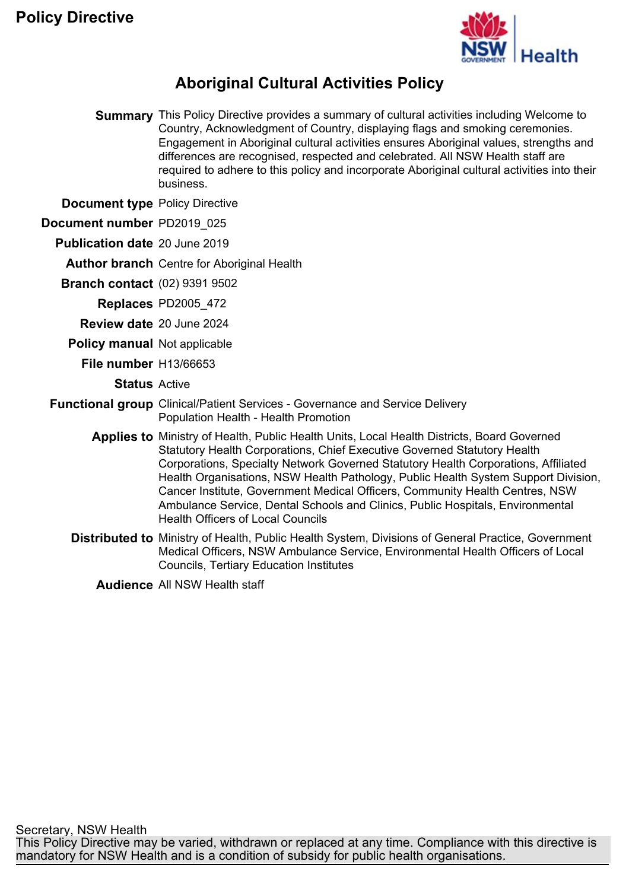**Policy Directive**

# Aboriginal Cultural Activities Policy

| | |
|---|---|
| **Summary** | This Policy Directive provides a summary of cultural activities including Welcome to Country, Acknowledgment of Country, displaying flags and smoking ceremonies. Engagement in Aboriginal cultural activities ensures Aboriginal values, strengths and differences are recognised, respected and celebrated. All NSW Health staff are required to adhere to this policy and incorporate Aboriginal cultural activities into their business. |
| **Document type** | Policy Directive |
| **Document number** | PD2019_025 |
| **Publication date** | 20 June 2019 |
| **Author branch** | Centre for Aboriginal Health |
| **Branch contact** | (02) 9391 9502 |
| **Replaces** | PD2005_472 |
| **Review date** | 20 June 2024 |
| **Policy manual** | Not applicable |
| **File number** | H13/66653 |
| **Status** | Active |
| **Functional group** | Clinical/Patient Services - Governance and Service Delivery<br>Population Health - Health Promotion |
| **Applies to** | Ministry of Health, Public Health Units, Local Health Districts, Board Governed Statutory Health Corporations, Chief Executive Governed Statutory Health Corporations, Specialty Network Governed Statutory Health Corporations, Affiliated Health Organisations, NSW Health Pathology, Public Health System Support Division, Cancer Institute, Government Medical Officers, Community Health Centres, NSW Ambulance Service, Dental Schools and Clinics, Public Hospitals, Environmental Health Officers of Local Councils |
| **Distributed to** | Ministry of Health, Public Health System, Divisions of General Practice, Government Medical Officers, NSW Ambulance Service, Environmental Health Officers of Local Councils, Tertiary Education Institutes |
| **Audience** | All NSW Health staff |

Secretary, NSW Health

This Policy Directive may be varied, withdrawn or replaced at any time. Compliance with this directive is mandatory for NSW Health and is a condition of subsidy for public health organisations.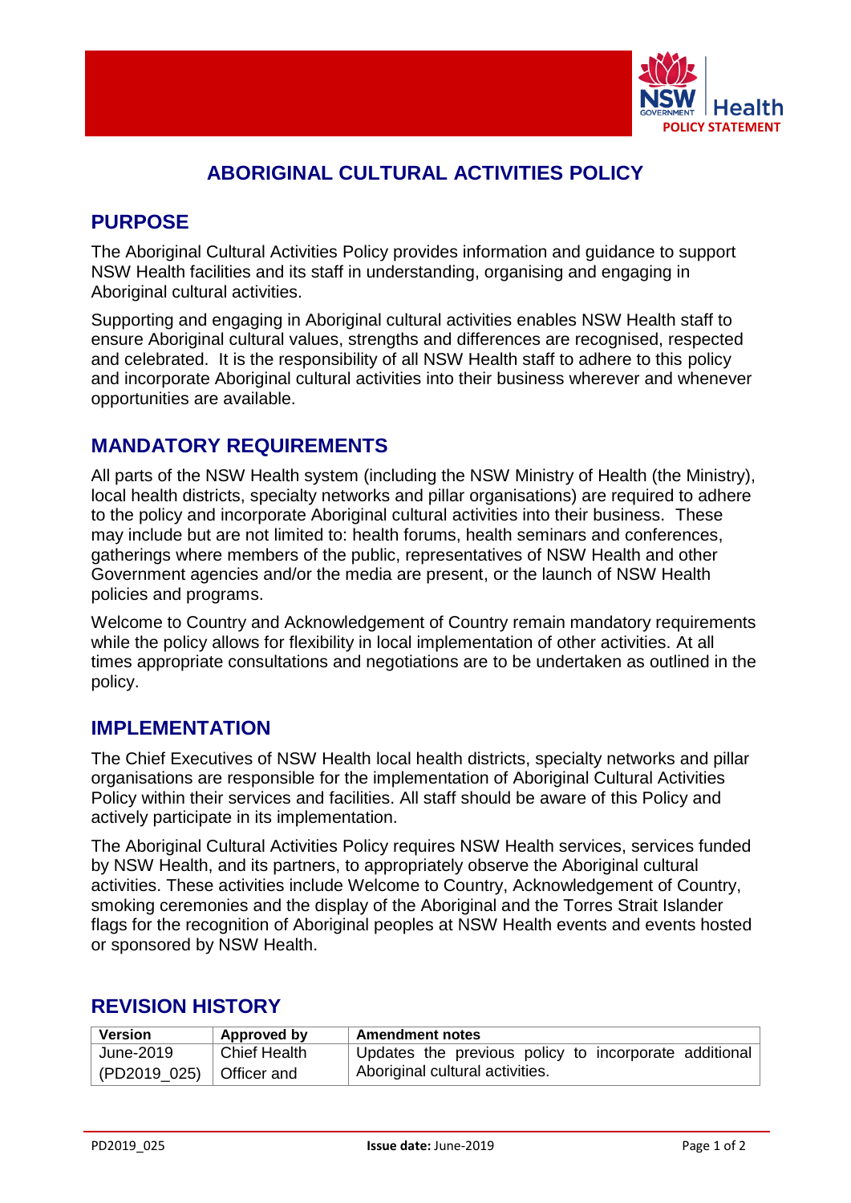# ABORIGINAL CULTURAL ACTIVITIES POLICY

## PURPOSE

The Aboriginal Cultural Activities Policy provides information and guidance to support NSW Health facilities and its staff in understanding, organising and engaging in Aboriginal cultural activities.

Supporting and engaging in Aboriginal cultural activities enables NSW Health staff to ensure Aboriginal cultural values, strengths and differences are recognised, respected and celebrated. It is the responsibility of all NSW Health staff to adhere to this policy and incorporate Aboriginal cultural activities into their business wherever and whenever opportunities are available.

## MANDATORY REQUIREMENTS

All parts of the NSW Health system (including the NSW Ministry of Health (the Ministry), local health districts, specialty networks and pillar organisations) are required to adhere to the policy and incorporate Aboriginal cultural activities into their business. These may include but are not limited to: health forums, health seminars and conferences, gatherings where members of the public, representatives of NSW Health and other Government agencies and/or the media are present, or the launch of NSW Health policies and programs.

Welcome to Country and Acknowledgement of Country remain mandatory requirements while the policy allows for flexibility in local implementation of other activities. At all times appropriate consultations and negotiations are to be undertaken as outlined in the policy.

## IMPLEMENTATION

The Chief Executives of NSW Health local health districts, specialty networks and pillar organisations are responsible for the implementation of Aboriginal Cultural Activities Policy within their services and facilities. All staff should be aware of this Policy and actively participate in its implementation.

The Aboriginal Cultural Activities Policy requires NSW Health services, services funded by NSW Health, and its partners, to appropriately observe the Aboriginal cultural activities. These activities include Welcome to Country, Acknowledgement of Country, smoking ceremonies and the display of the Aboriginal and the Torres Strait Islander flags for the recognition of Aboriginal peoples at NSW Health events and events hosted or sponsored by NSW Health.

## REVISION HISTORY

| Version | Approved by | Amendment notes |
|---|---|---|
| June-2019 (PD2019_025) | Chief Health Officer and | Updates the previous policy to incorporate additional Aboriginal cultural activities. |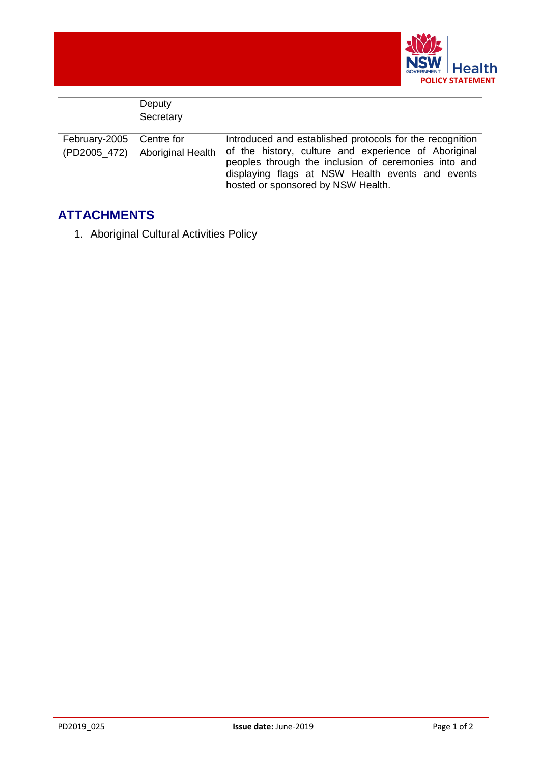|  |  |  |
|---|---|---|
|  | Deputy Secretary |  |
| February-2005 (PD2005_472) | Centre for Aboriginal Health | Introduced and established protocols for the recognition of the history, culture and experience of Aboriginal peoples through the inclusion of ceremonies into and displaying flags at NSW Health events and events hosted or sponsored by NSW Health. |

## ATTACHMENTS

1. Aboriginal Cultural Activities Policy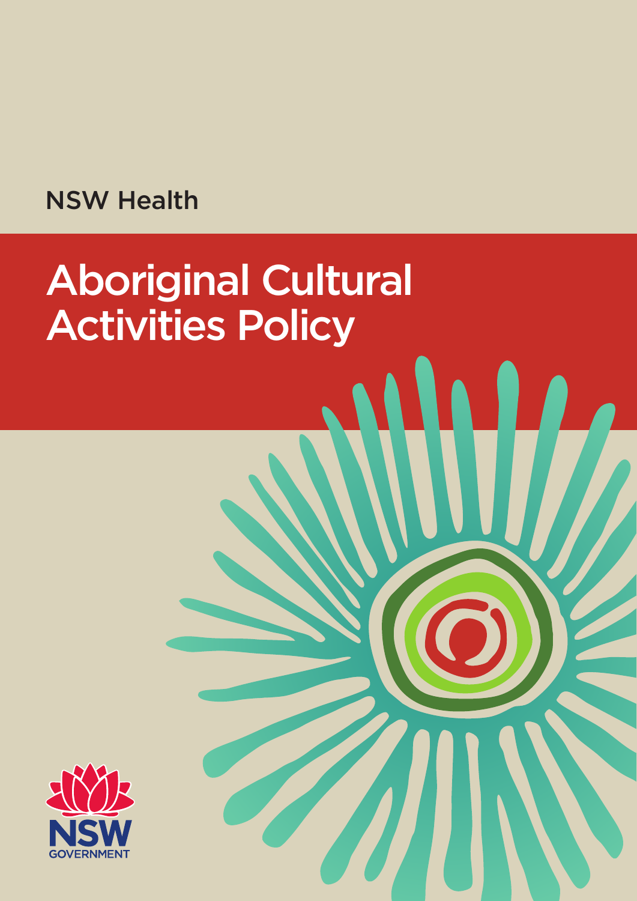NSW Health

# Aboriginal Cultural Activities Policy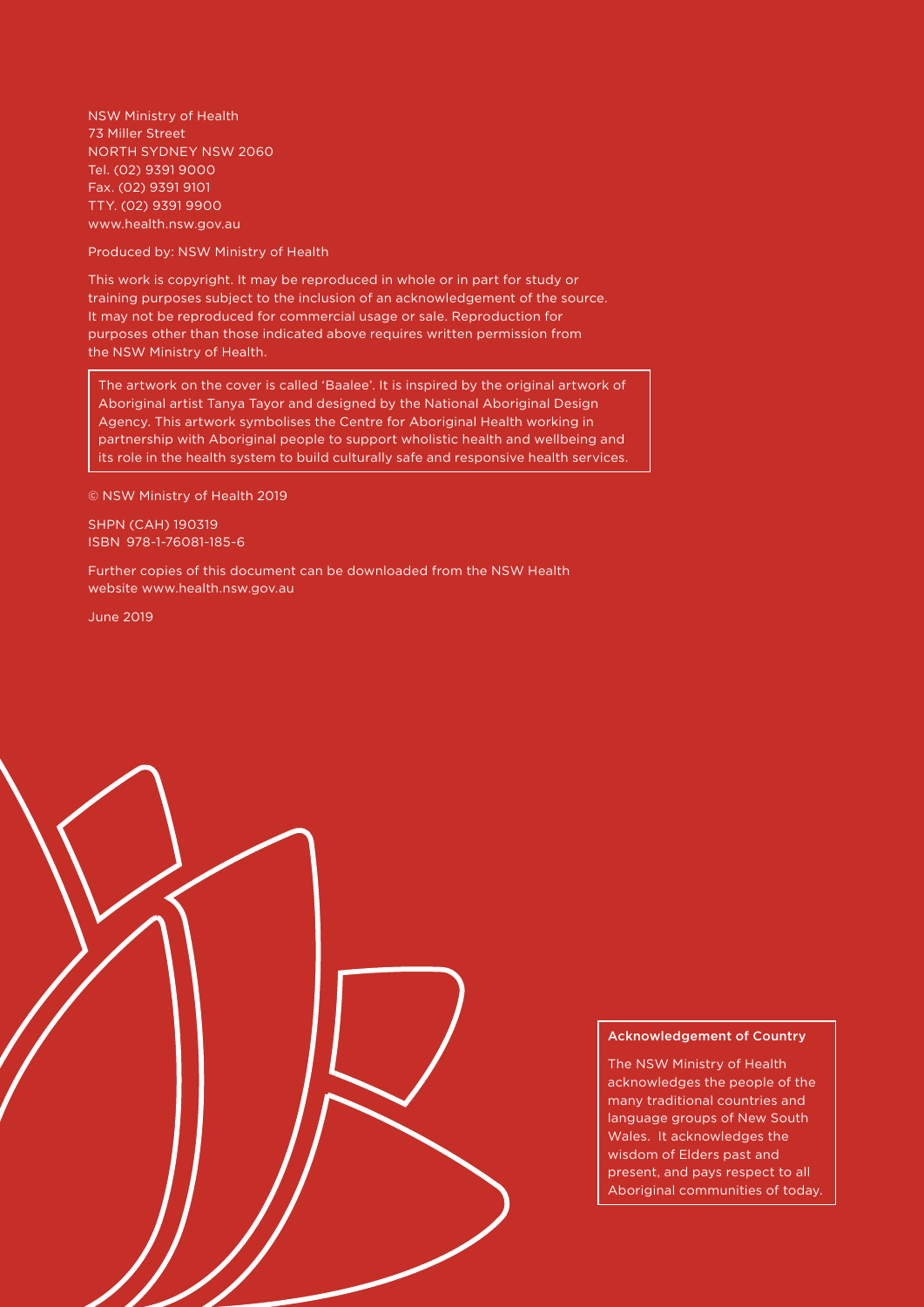NSW Ministry of Health
73 Miller Street
NORTH SYDNEY NSW 2060
Tel. (02) 9391 9000
Fax. (02) 9391 9101
TTY. (02) 9391 9900
www.health.nsw.gov.au

Produced by: NSW Ministry of Health

This work is copyright. It may be reproduced in whole or in part for study or training purposes subject to the inclusion of an acknowledgement of the source. It may not be reproduced for commercial usage or sale. Reproduction for purposes other than those indicated above requires written permission from the NSW Ministry of Health.

The artwork on the cover is called 'Baalee'. It is inspired by the original artwork of Aboriginal artist Tanya Tayor and designed by the National Aboriginal Design Agency. This artwork symbolises the Centre for Aboriginal Health working in partnership with Aboriginal people to support wholistic health and wellbeing and its role in the health system to build culturally safe and responsive health services.

© NSW Ministry of Health 2019

SHPN (CAH) 190319
ISBN 978-1-76081-185-6

Further copies of this document can be downloaded from the NSW Health website www.health.nsw.gov.au

June 2019

**Acknowledgement of Country**

The NSW Ministry of Health acknowledges the people of the many traditional countries and language groups of New South Wales. It acknowledges the wisdom of Elders past and present, and pays respect to all Aboriginal communities of today.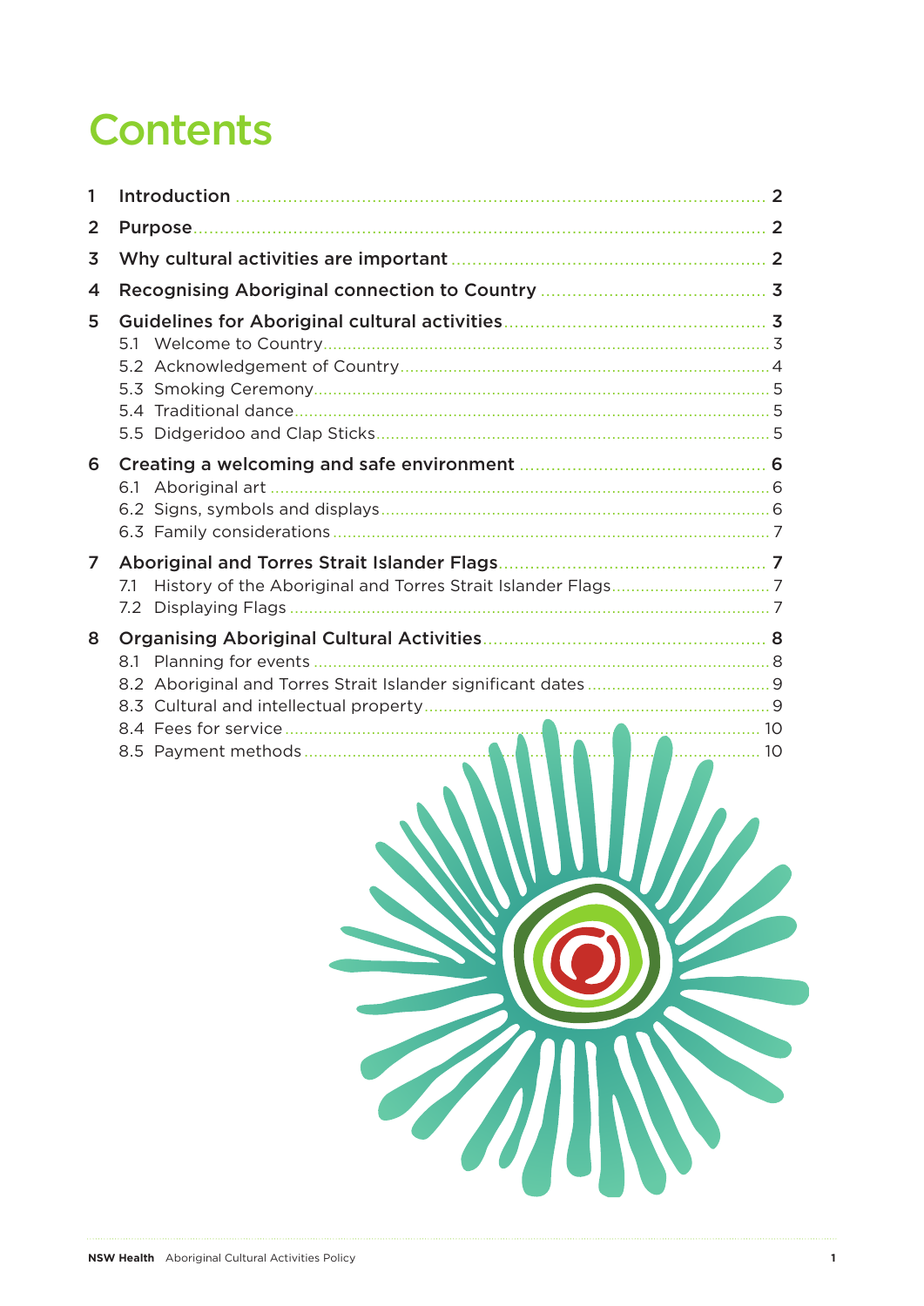# Contents

1 Introduction ..... 2

2 Purpose ..... 2

3 Why cultural activities are important ..... 2

4 Recognising Aboriginal connection to Country ..... 3

5 Guidelines for Aboriginal cultural activities ..... 3

- 5.1 Welcome to Country ..... 3
- 5.2 Acknowledgement of Country ..... 4
- 5.3 Smoking Ceremony ..... 5
- 5.4 Traditional dance ..... 5
- 5.5 Didgeridoo and Clap Sticks ..... 5

6 Creating a welcoming and safe environment ..... 6

- 6.1 Aboriginal art ..... 6
- 6.2 Signs, symbols and displays ..... 6
- 6.3 Family considerations ..... 7

7 Aboriginal and Torres Strait Islander Flags ..... 7

- 7.1 History of the Aboriginal and Torres Strait Islander Flags ..... 7
- 7.2 Displaying Flags ..... 7

8 Organising Aboriginal Cultural Activities ..... 8

- 8.1 Planning for events ..... 8
- 8.2 Aboriginal and Torres Strait Islander significant dates ..... 9
- 8.3 Cultural and intellectual property ..... 9
- 8.4 Fees for service ..... 10
- 8.5 Payment methods ..... 10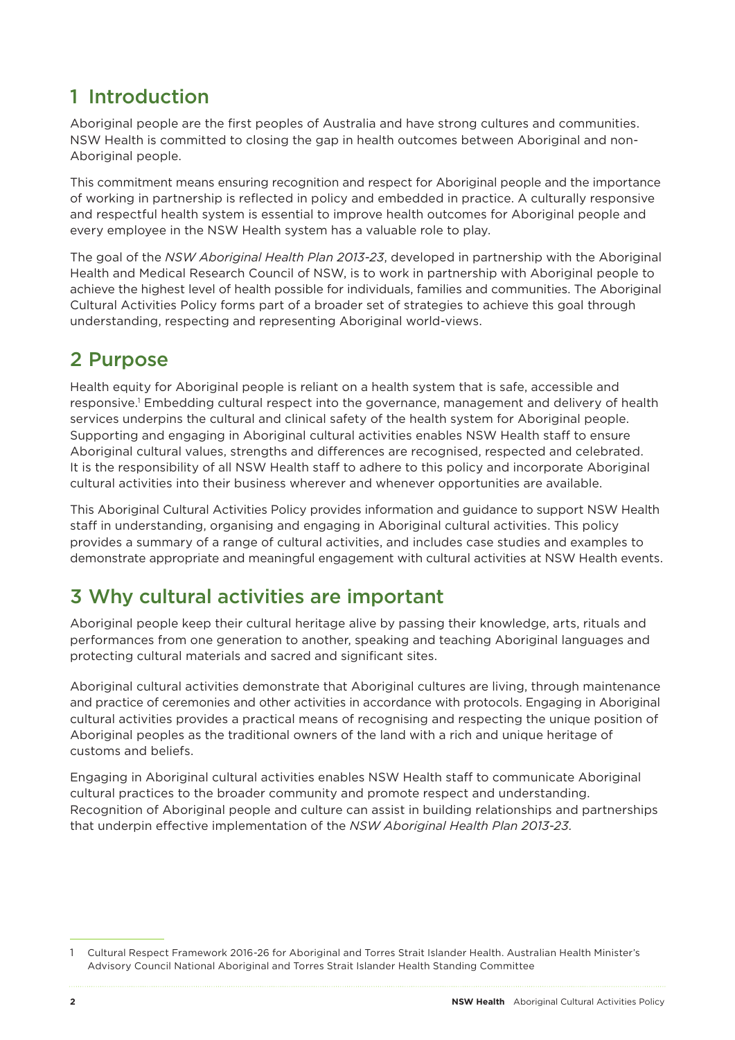# 1 Introduction

Aboriginal people are the first peoples of Australia and have strong cultures and communities. NSW Health is committed to closing the gap in health outcomes between Aboriginal and non-Aboriginal people.

This commitment means ensuring recognition and respect for Aboriginal people and the importance of working in partnership is reflected in policy and embedded in practice. A culturally responsive and respectful health system is essential to improve health outcomes for Aboriginal people and every employee in the NSW Health system has a valuable role to play.

The goal of the *NSW Aboriginal Health Plan 2013-23*, developed in partnership with the Aboriginal Health and Medical Research Council of NSW, is to work in partnership with Aboriginal people to achieve the highest level of health possible for individuals, families and communities. The Aboriginal Cultural Activities Policy forms part of a broader set of strategies to achieve this goal through understanding, respecting and representing Aboriginal world-views.

# 2 Purpose

Health equity for Aboriginal people is reliant on a health system that is safe, accessible and responsive.[1] Embedding cultural respect into the governance, management and delivery of health services underpins the cultural and clinical safety of the health system for Aboriginal people. Supporting and engaging in Aboriginal cultural activities enables NSW Health staff to ensure Aboriginal cultural values, strengths and differences are recognised, respected and celebrated. It is the responsibility of all NSW Health staff to adhere to this policy and incorporate Aboriginal cultural activities into their business wherever and whenever opportunities are available.

This Aboriginal Cultural Activities Policy provides information and guidance to support NSW Health staff in understanding, organising and engaging in Aboriginal cultural activities. This policy provides a summary of a range of cultural activities, and includes case studies and examples to demonstrate appropriate and meaningful engagement with cultural activities at NSW Health events.

# 3 Why cultural activities are important

Aboriginal people keep their cultural heritage alive by passing their knowledge, arts, rituals and performances from one generation to another, speaking and teaching Aboriginal languages and protecting cultural materials and sacred and significant sites.

Aboriginal cultural activities demonstrate that Aboriginal cultures are living, through maintenance and practice of ceremonies and other activities in accordance with protocols. Engaging in Aboriginal cultural activities provides a practical means of recognising and respecting the unique position of Aboriginal peoples as the traditional owners of the land with a rich and unique heritage of customs and beliefs.

Engaging in Aboriginal cultural activities enables NSW Health staff to communicate Aboriginal cultural practices to the broader community and promote respect and understanding. Recognition of Aboriginal people and culture can assist in building relationships and partnerships that underpin effective implementation of the *NSW Aboriginal Health Plan 2013-23*.

---

1 Cultural Respect Framework 2016-26 for Aboriginal and Torres Strait Islander Health. Australian Health Minister's Advisory Council National Aboriginal and Torres Strait Islander Health Standing Committee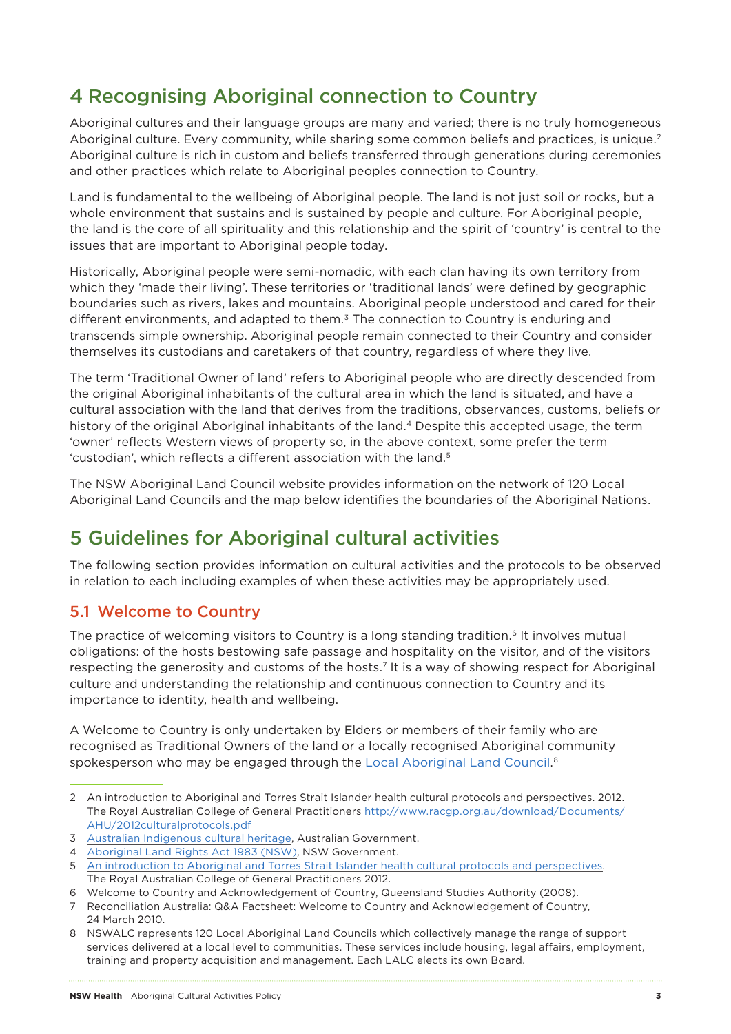# 4 Recognising Aboriginal connection to Country

Aboriginal cultures and their language groups are many and varied; there is no truly homogeneous Aboriginal culture. Every community, while sharing some common beliefs and practices, is unique.[2] Aboriginal culture is rich in custom and beliefs transferred through generations during ceremonies and other practices which relate to Aboriginal peoples connection to Country.

Land is fundamental to the wellbeing of Aboriginal people. The land is not just soil or rocks, but a whole environment that sustains and is sustained by people and culture. For Aboriginal people, the land is the core of all spirituality and this relationship and the spirit of 'country' is central to the issues that are important to Aboriginal people today.

Historically, Aboriginal people were semi-nomadic, with each clan having its own territory from which they 'made their living'. These territories or 'traditional lands' were defined by geographic boundaries such as rivers, lakes and mountains. Aboriginal people understood and cared for their different environments, and adapted to them.[3] The connection to Country is enduring and transcends simple ownership. Aboriginal people remain connected to their Country and consider themselves its custodians and caretakers of that country, regardless of where they live.

The term 'Traditional Owner of land' refers to Aboriginal people who are directly descended from the original Aboriginal inhabitants of the cultural area in which the land is situated, and have a cultural association with the land that derives from the traditions, observances, customs, beliefs or history of the original Aboriginal inhabitants of the land.[4] Despite this accepted usage, the term 'owner' reflects Western views of property so, in the above context, some prefer the term 'custodian', which reflects a different association with the land.[5]

The NSW Aboriginal Land Council website provides information on the network of 120 Local Aboriginal Land Councils and the map below identifies the boundaries of the Aboriginal Nations.

# 5 Guidelines for Aboriginal cultural activities

The following section provides information on cultural activities and the protocols to be observed in relation to each including examples of when these activities may be appropriately used.

## 5.1 Welcome to Country

The practice of welcoming visitors to Country is a long standing tradition.[6] It involves mutual obligations: of the hosts bestowing safe passage and hospitality on the visitor, and of the visitors respecting the generosity and customs of the hosts.[7] It is a way of showing respect for Aboriginal culture and understanding the relationship and continuous connection to Country and its importance to identity, health and wellbeing.

A Welcome to Country is only undertaken by Elders or members of their family who are recognised as Traditional Owners of the land or a locally recognised Aboriginal community spokesperson who may be engaged through the Local Aboriginal Land Council.[8]

---

2 An introduction to Aboriginal and Torres Strait Islander health cultural protocols and perspectives. 2012. The Royal Australian College of General Practitioners http://www.racgp.org.au/download/Documents/AHU/2012culturalprotocols.pdf

3 Australian Indigenous cultural heritage, Australian Government.

4 Aboriginal Land Rights Act 1983 (NSW), NSW Government.

5 An introduction to Aboriginal and Torres Strait Islander health cultural protocols and perspectives. The Royal Australian College of General Practitioners 2012.

6 Welcome to Country and Acknowledgement of Country, Queensland Studies Authority (2008).

7 Reconciliation Australia: Q&A Factsheet: Welcome to Country and Acknowledgement of Country, 24 March 2010.

8 NSWALC represents 120 Local Aboriginal Land Councils which collectively manage the range of support services delivered at a local level to communities. These services include housing, legal affairs, employment, training and property acquisition and management. Each LALC elects its own Board.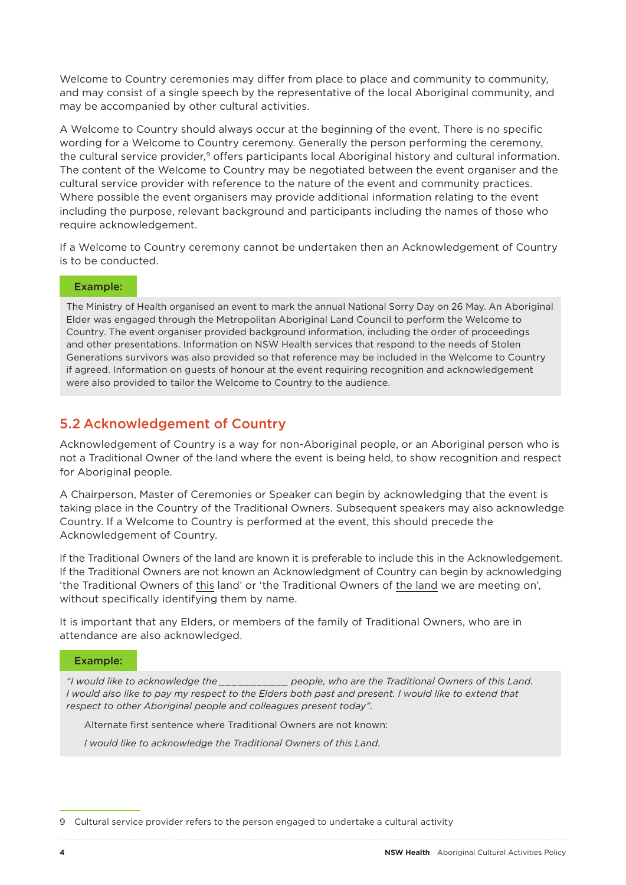Welcome to Country ceremonies may differ from place to place and community to community, and may consist of a single speech by the representative of the local Aboriginal community, and may be accompanied by other cultural activities.

A Welcome to Country should always occur at the beginning of the event. There is no specific wording for a Welcome to Country ceremony. Generally the person performing the ceremony, the cultural service provider,[9] offers participants local Aboriginal history and cultural information. The content of the Welcome to Country may be negotiated between the event organiser and the cultural service provider with reference to the nature of the event and community practices. Where possible the event organisers may provide additional information relating to the event including the purpose, relevant background and participants including the names of those who require acknowledgement.

If a Welcome to Country ceremony cannot be undertaken then an Acknowledgement of Country is to be conducted.

**Example:**

The Ministry of Health organised an event to mark the annual National Sorry Day on 26 May. An Aboriginal Elder was engaged through the Metropolitan Aboriginal Land Council to perform the Welcome to Country. The event organiser provided background information, including the order of proceedings and other presentations. Information on NSW Health services that respond to the needs of Stolen Generations survivors was also provided so that reference may be included in the Welcome to Country if agreed. Information on guests of honour at the event requiring recognition and acknowledgement were also provided to tailor the Welcome to Country to the audience.

## 5.2 Acknowledgement of Country

Acknowledgement of Country is a way for non-Aboriginal people, or an Aboriginal person who is not a Traditional Owner of the land where the event is being held, to show recognition and respect for Aboriginal people.

A Chairperson, Master of Ceremonies or Speaker can begin by acknowledging that the event is taking place in the Country of the Traditional Owners. Subsequent speakers may also acknowledge Country. If a Welcome to Country is performed at the event, this should precede the Acknowledgement of Country.

If the Traditional Owners of the land are known it is preferable to include this in the Acknowledgement. If the Traditional Owners are not known an Acknowledgment of Country can begin by acknowledging 'the Traditional Owners of <u>this</u> land' or 'the Traditional Owners of <u>the land</u> we are meeting on', without specifically identifying them by name.

It is important that any Elders, or members of the family of Traditional Owners, who are in attendance are also acknowledged.

**Example:**

*"I would like to acknowledge the ___________ people, who are the Traditional Owners of this Land. I would also like to pay my respect to the Elders both past and present. I would like to extend that respect to other Aboriginal people and colleagues present today".*

Alternate first sentence where Traditional Owners are not known:

*I would like to acknowledge the Traditional Owners of this Land.*

---

9 Cultural service provider refers to the person engaged to undertake a cultural activity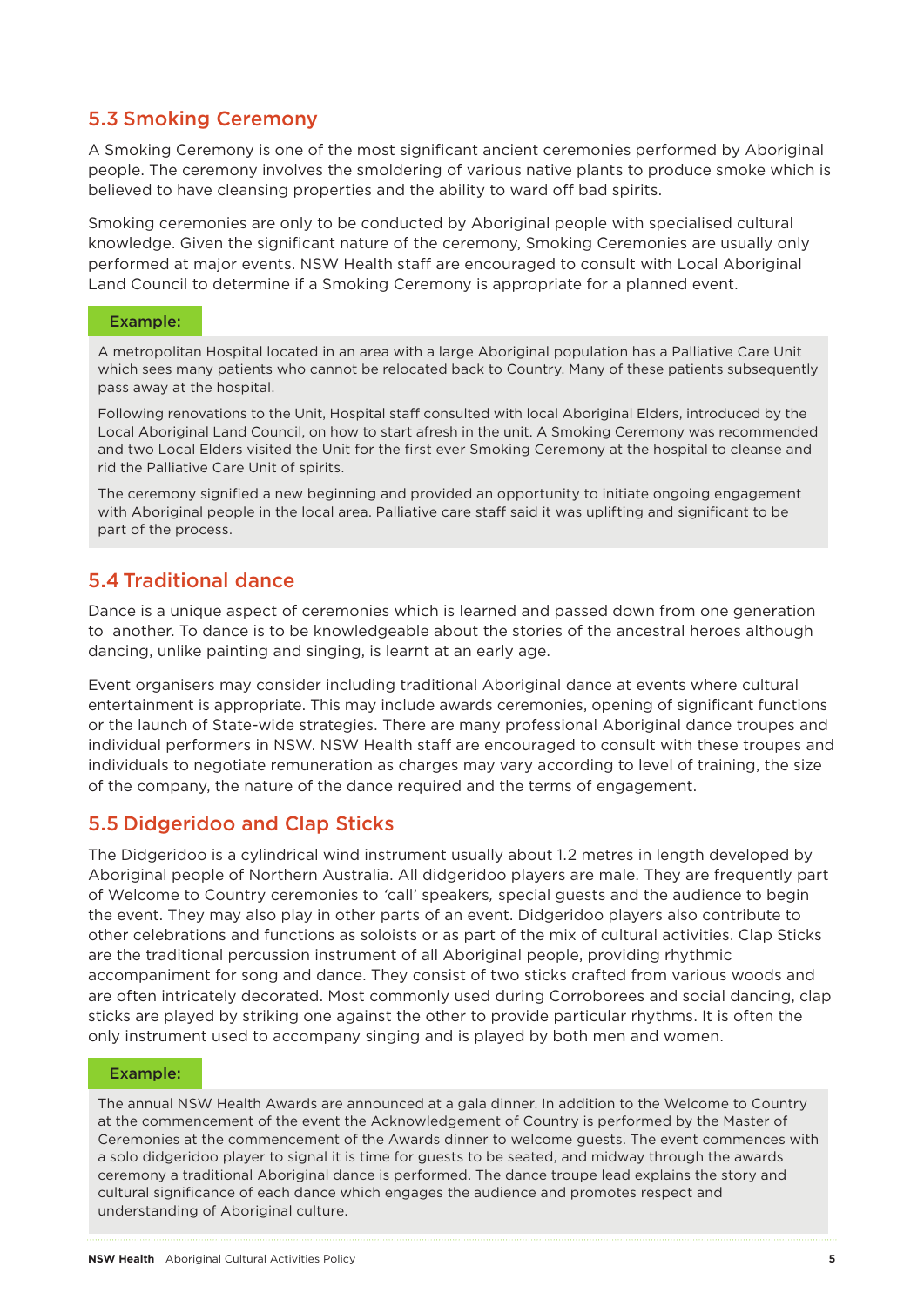## 5.3 Smoking Ceremony

A Smoking Ceremony is one of the most significant ancient ceremonies performed by Aboriginal people. The ceremony involves the smoldering of various native plants to produce smoke which is believed to have cleansing properties and the ability to ward off bad spirits.

Smoking ceremonies are only to be conducted by Aboriginal people with specialised cultural knowledge. Given the significant nature of the ceremony, Smoking Ceremonies are usually only performed at major events. NSW Health staff are encouraged to consult with Local Aboriginal Land Council to determine if a Smoking Ceremony is appropriate for a planned event.

**Example:**

A metropolitan Hospital located in an area with a large Aboriginal population has a Palliative Care Unit which sees many patients who cannot be relocated back to Country. Many of these patients subsequently pass away at the hospital.

Following renovations to the Unit, Hospital staff consulted with local Aboriginal Elders, introduced by the Local Aboriginal Land Council, on how to start afresh in the unit. A Smoking Ceremony was recommended and two Local Elders visited the Unit for the first ever Smoking Ceremony at the hospital to cleanse and rid the Palliative Care Unit of spirits.

The ceremony signified a new beginning and provided an opportunity to initiate ongoing engagement with Aboriginal people in the local area. Palliative care staff said it was uplifting and significant to be part of the process.

## 5.4 Traditional dance

Dance is a unique aspect of ceremonies which is learned and passed down from one generation to another. To dance is to be knowledgeable about the stories of the ancestral heroes although dancing, unlike painting and singing, is learnt at an early age.

Event organisers may consider including traditional Aboriginal dance at events where cultural entertainment is appropriate. This may include awards ceremonies, opening of significant functions or the launch of State-wide strategies. There are many professional Aboriginal dance troupes and individual performers in NSW. NSW Health staff are encouraged to consult with these troupes and individuals to negotiate remuneration as charges may vary according to level of training, the size of the company, the nature of the dance required and the terms of engagement.

## 5.5 Didgeridoo and Clap Sticks

The Didgeridoo is a cylindrical wind instrument usually about 1.2 metres in length developed by Aboriginal people of Northern Australia. All didgeridoo players are male. They are frequently part of Welcome to Country ceremonies to 'call' speakers, special guests and the audience to begin the event. They may also play in other parts of an event. Didgeridoo players also contribute to other celebrations and functions as soloists or as part of the mix of cultural activities. Clap Sticks are the traditional percussion instrument of all Aboriginal people, providing rhythmic accompaniment for song and dance. They consist of two sticks crafted from various woods and are often intricately decorated. Most commonly used during Corroborees and social dancing, clap sticks are played by striking one against the other to provide particular rhythms. It is often the only instrument used to accompany singing and is played by both men and women.

**Example:**

The annual NSW Health Awards are announced at a gala dinner. In addition to the Welcome to Country at the commencement of the event the Acknowledgement of Country is performed by the Master of Ceremonies at the commencement of the Awards dinner to welcome guests. The event commences with a solo didgeridoo player to signal it is time for guests to be seated, and midway through the awards ceremony a traditional Aboriginal dance is performed. The dance troupe lead explains the story and cultural significance of each dance which engages the audience and promotes respect and understanding of Aboriginal culture.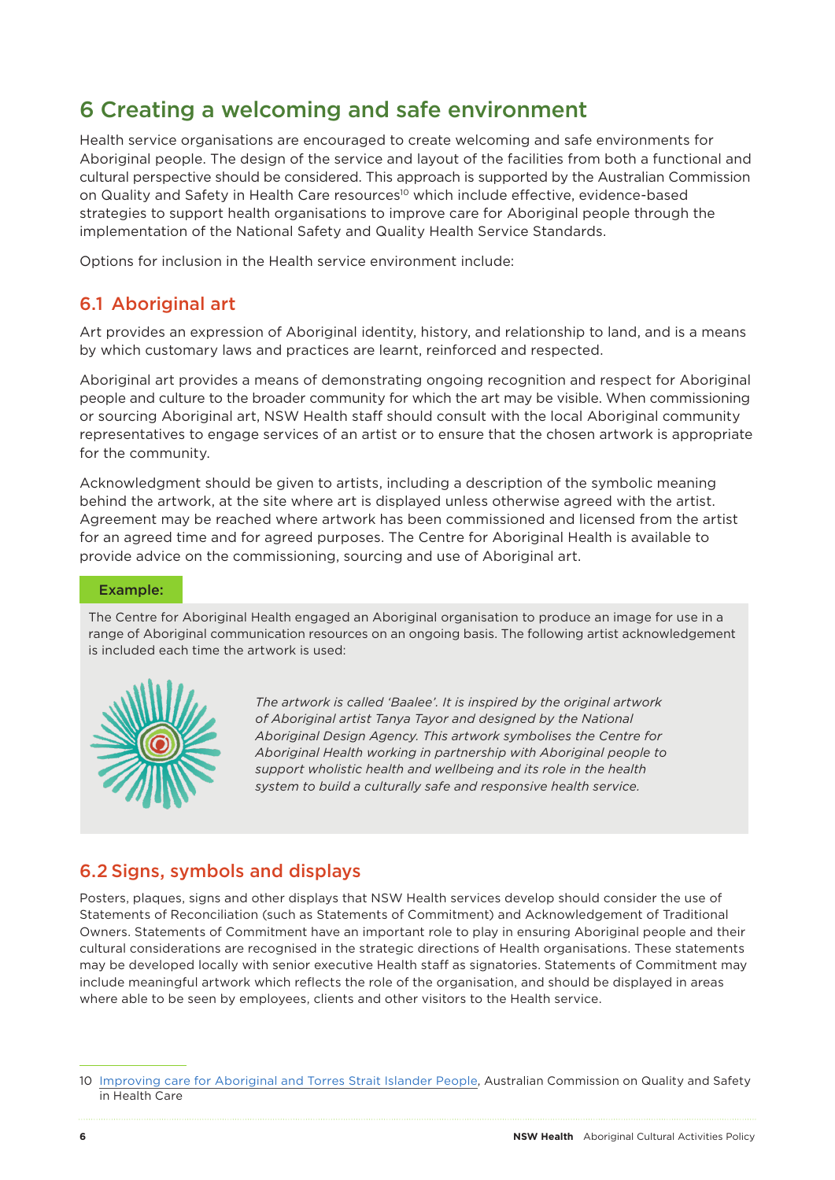# 6 Creating a welcoming and safe environment

Health service organisations are encouraged to create welcoming and safe environments for Aboriginal people. The design of the service and layout of the facilities from both a functional and cultural perspective should be considered. This approach is supported by the Australian Commission on Quality and Safety in Health Care resources[10] which include effective, evidence-based strategies to support health organisations to improve care for Aboriginal people through the implementation of the National Safety and Quality Health Service Standards.

Options for inclusion in the Health service environment include:

## 6.1 Aboriginal art

Art provides an expression of Aboriginal identity, history, and relationship to land, and is a means by which customary laws and practices are learnt, reinforced and respected.

Aboriginal art provides a means of demonstrating ongoing recognition and respect for Aboriginal people and culture to the broader community for which the art may be visible. When commissioning or sourcing Aboriginal art, NSW Health staff should consult with the local Aboriginal community representatives to engage services of an artist or to ensure that the chosen artwork is appropriate for the community.

Acknowledgment should be given to artists, including a description of the symbolic meaning behind the artwork, at the site where art is displayed unless otherwise agreed with the artist. Agreement may be reached where artwork has been commissioned and licensed from the artist for an agreed time and for agreed purposes. The Centre for Aboriginal Health is available to provide advice on the commissioning, sourcing and use of Aboriginal art.

**Example:**

The Centre for Aboriginal Health engaged an Aboriginal organisation to produce an image for use in a range of Aboriginal communication resources on an ongoing basis. The following artist acknowledgement is included each time the artwork is used:

*The artwork is called 'Baalee'. It is inspired by the original artwork of Aboriginal artist Tanya Tayor and designed by the National Aboriginal Design Agency. This artwork symbolises the Centre for Aboriginal Health working in partnership with Aboriginal people to support wholistic health and wellbeing and its role in the health system to build a culturally safe and responsive health service.*

## 6.2 Signs, symbols and displays

Posters, plaques, signs and other displays that NSW Health services develop should consider the use of Statements of Reconciliation (such as Statements of Commitment) and Acknowledgement of Traditional Owners. Statements of Commitment have an important role to play in ensuring Aboriginal people and their cultural considerations are recognised in the strategic directions of Health organisations. These statements may be developed locally with senior executive Health staff as signatories. Statements of Commitment may include meaningful artwork which reflects the role of the organisation, and should be displayed in areas where able to be seen by employees, clients and other visitors to the Health service.

---

10 Improving care for Aboriginal and Torres Strait Islander People, Australian Commission on Quality and Safety in Health Care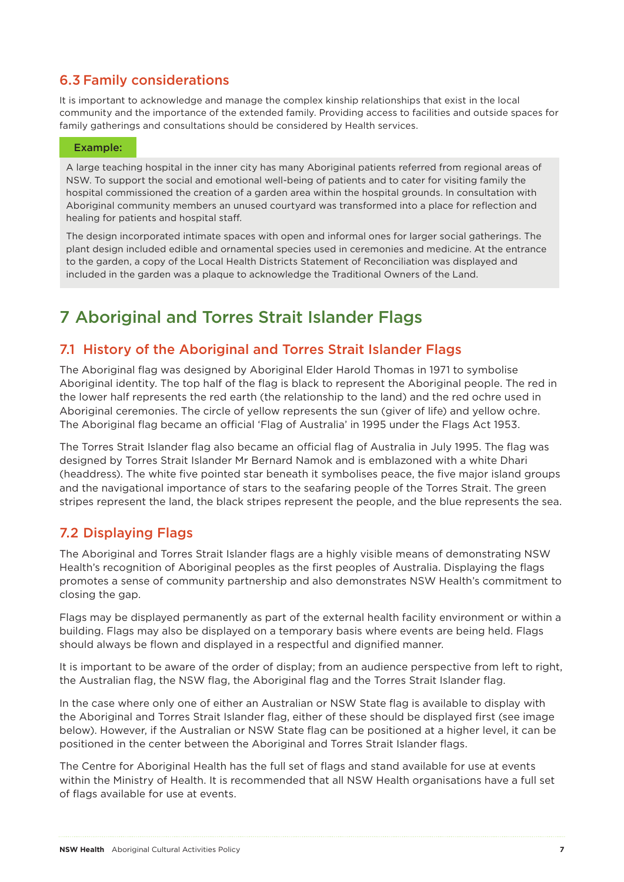## 6.3 Family considerations

It is important to acknowledge and manage the complex kinship relationships that exist in the local community and the importance of the extended family. Providing access to facilities and outside spaces for family gatherings and consultations should be considered by Health services.

**Example:**

A large teaching hospital in the inner city has many Aboriginal patients referred from regional areas of NSW. To support the social and emotional well-being of patients and to cater for visiting family the hospital commissioned the creation of a garden area within the hospital grounds. In consultation with Aboriginal community members an unused courtyard was transformed into a place for reflection and healing for patients and hospital staff.

The design incorporated intimate spaces with open and informal ones for larger social gatherings. The plant design included edible and ornamental species used in ceremonies and medicine. At the entrance to the garden, a copy of the Local Health Districts Statement of Reconciliation was displayed and included in the garden was a plaque to acknowledge the Traditional Owners of the Land.

# 7 Aboriginal and Torres Strait Islander Flags

## 7.1 History of the Aboriginal and Torres Strait Islander Flags

The Aboriginal flag was designed by Aboriginal Elder Harold Thomas in 1971 to symbolise Aboriginal identity. The top half of the flag is black to represent the Aboriginal people. The red in the lower half represents the red earth (the relationship to the land) and the red ochre used in Aboriginal ceremonies. The circle of yellow represents the sun (giver of life) and yellow ochre. The Aboriginal flag became an official 'Flag of Australia' in 1995 under the Flags Act 1953.

The Torres Strait Islander flag also became an official flag of Australia in July 1995. The flag was designed by Torres Strait Islander Mr Bernard Namok and is emblazoned with a white Dhari (headdress). The white five pointed star beneath it symbolises peace, the five major island groups and the navigational importance of stars to the seafaring people of the Torres Strait. The green stripes represent the land, the black stripes represent the people, and the blue represents the sea.

## 7.2 Displaying Flags

The Aboriginal and Torres Strait Islander flags are a highly visible means of demonstrating NSW Health's recognition of Aboriginal peoples as the first peoples of Australia. Displaying the flags promotes a sense of community partnership and also demonstrates NSW Health's commitment to closing the gap.

Flags may be displayed permanently as part of the external health facility environment or within a building. Flags may also be displayed on a temporary basis where events are being held. Flags should always be flown and displayed in a respectful and dignified manner.

It is important to be aware of the order of display; from an audience perspective from left to right, the Australian flag, the NSW flag, the Aboriginal flag and the Torres Strait Islander flag.

In the case where only one of either an Australian or NSW State flag is available to display with the Aboriginal and Torres Strait Islander flag, either of these should be displayed first (see image below). However, if the Australian or NSW State flag can be positioned at a higher level, it can be positioned in the center between the Aboriginal and Torres Strait Islander flags.

The Centre for Aboriginal Health has the full set of flags and stand available for use at events within the Ministry of Health. It is recommended that all NSW Health organisations have a full set of flags available for use at events.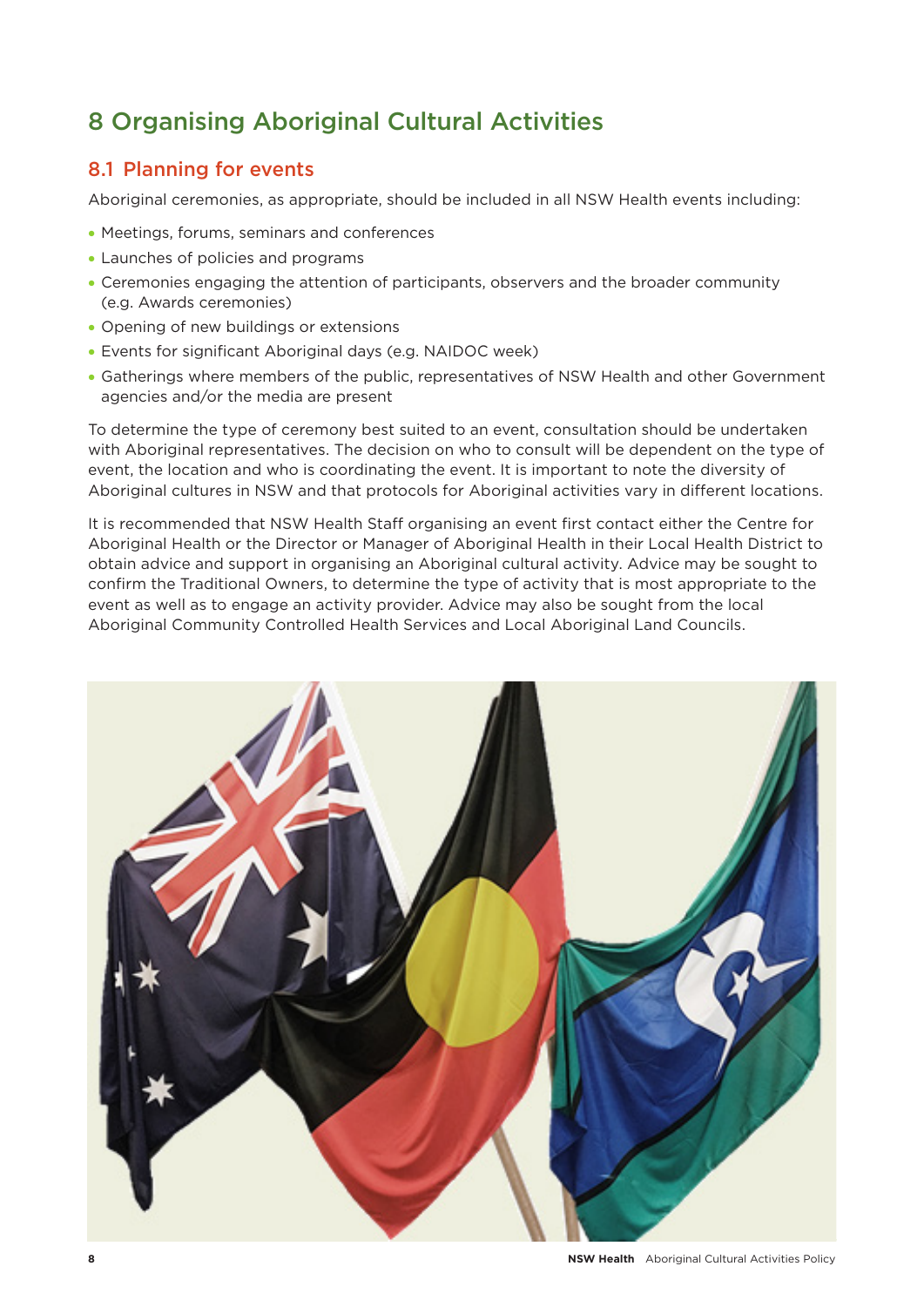# 8 Organising Aboriginal Cultural Activities

## 8.1 Planning for events

Aboriginal ceremonies, as appropriate, should be included in all NSW Health events including:

- Meetings, forums, seminars and conferences
- Launches of policies and programs
- Ceremonies engaging the attention of participants, observers and the broader community (e.g. Awards ceremonies)
- Opening of new buildings or extensions
- Events for significant Aboriginal days (e.g. NAIDOC week)
- Gatherings where members of the public, representatives of NSW Health and other Government agencies and/or the media are present

To determine the type of ceremony best suited to an event, consultation should be undertaken with Aboriginal representatives. The decision on who to consult will be dependent on the type of event, the location and who is coordinating the event. It is important to note the diversity of Aboriginal cultures in NSW and that protocols for Aboriginal activities vary in different locations.

It is recommended that NSW Health Staff organising an event first contact either the Centre for Aboriginal Health or the Director or Manager of Aboriginal Health in their Local Health District to obtain advice and support in organising an Aboriginal cultural activity. Advice may be sought to confirm the Traditional Owners, to determine the type of activity that is most appropriate to the event as well as to engage an activity provider. Advice may also be sought from the local Aboriginal Community Controlled Health Services and Local Aboriginal Land Councils.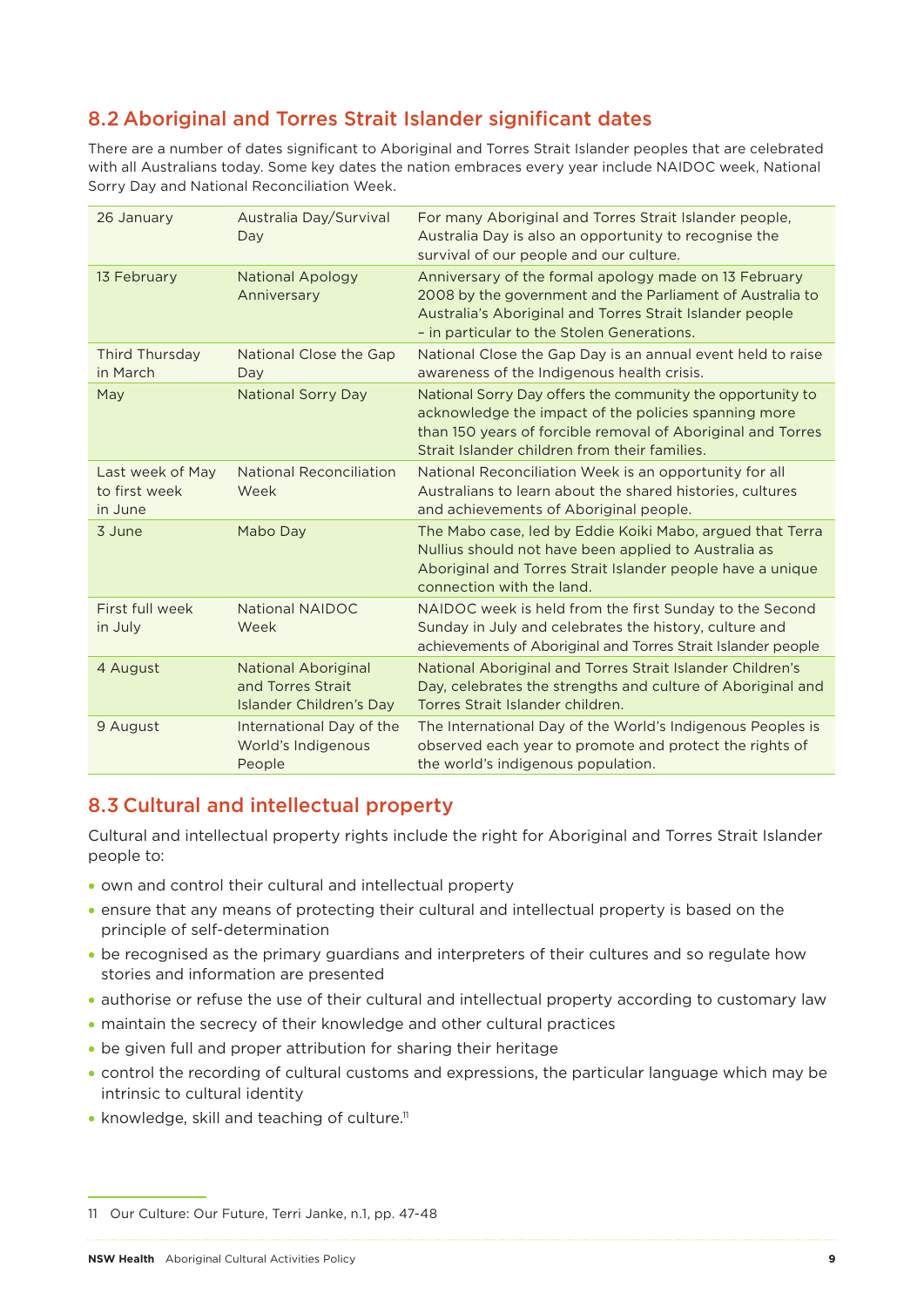## 8.2 Aboriginal and Torres Strait Islander significant dates

There are a number of dates significant to Aboriginal and Torres Strait Islander peoples that are celebrated with all Australians today. Some key dates the nation embraces every year include NAIDOC week, National Sorry Day and National Reconciliation Week.

| | | |
|---|---|---|
| 26 January | Australia Day/Survival Day | For many Aboriginal and Torres Strait Islander people, Australia Day is also an opportunity to recognise the survival of our people and our culture. |
| 13 February | National Apology Anniversary | Anniversary of the formal apology made on 13 February 2008 by the government and the Parliament of Australia to Australia's Aboriginal and Torres Strait Islander people – in particular to the Stolen Generations. |
| Third Thursday in March | National Close the Gap Day | National Close the Gap Day is an annual event held to raise awareness of the Indigenous health crisis. |
| May | National Sorry Day | National Sorry Day offers the community the opportunity to acknowledge the impact of the policies spanning more than 150 years of forcible removal of Aboriginal and Torres Strait Islander children from their families. |
| Last week of May to first week in June | National Reconciliation Week | National Reconciliation Week is an opportunity for all Australians to learn about the shared histories, cultures and achievements of Aboriginal people. |
| 3 June | Mabo Day | The Mabo case, led by Eddie Koiki Mabo, argued that Terra Nullius should not have been applied to Australia as Aboriginal and Torres Strait Islander people have a unique connection with the land. |
| First full week in July | National NAIDOC Week | NAIDOC week is held from the first Sunday to the Second Sunday in July and celebrates the history, culture and achievements of Aboriginal and Torres Strait Islander people |
| 4 August | National Aboriginal and Torres Strait Islander Children's Day | National Aboriginal and Torres Strait Islander Children's Day, celebrates the strengths and culture of Aboriginal and Torres Strait Islander children. |
| 9 August | International Day of the World's Indigenous People | The International Day of the World's Indigenous Peoples is observed each year to promote and protect the rights of the world's indigenous population. |

## 8.3 Cultural and intellectual property

Cultural and intellectual property rights include the right for Aboriginal and Torres Strait Islander people to:

- own and control their cultural and intellectual property
- ensure that any means of protecting their cultural and intellectual property is based on the principle of self-determination
- be recognised as the primary guardians and interpreters of their cultures and so regulate how stories and information are presented
- authorise or refuse the use of their cultural and intellectual property according to customary law
- maintain the secrecy of their knowledge and other cultural practices
- be given full and proper attribution for sharing their heritage
- control the recording of cultural customs and expressions, the particular language which may be intrinsic to cultural identity
- knowledge, skill and teaching of culture.[11]

11 Our Culture: Our Future, Terri Janke, n.1, pp. 47-48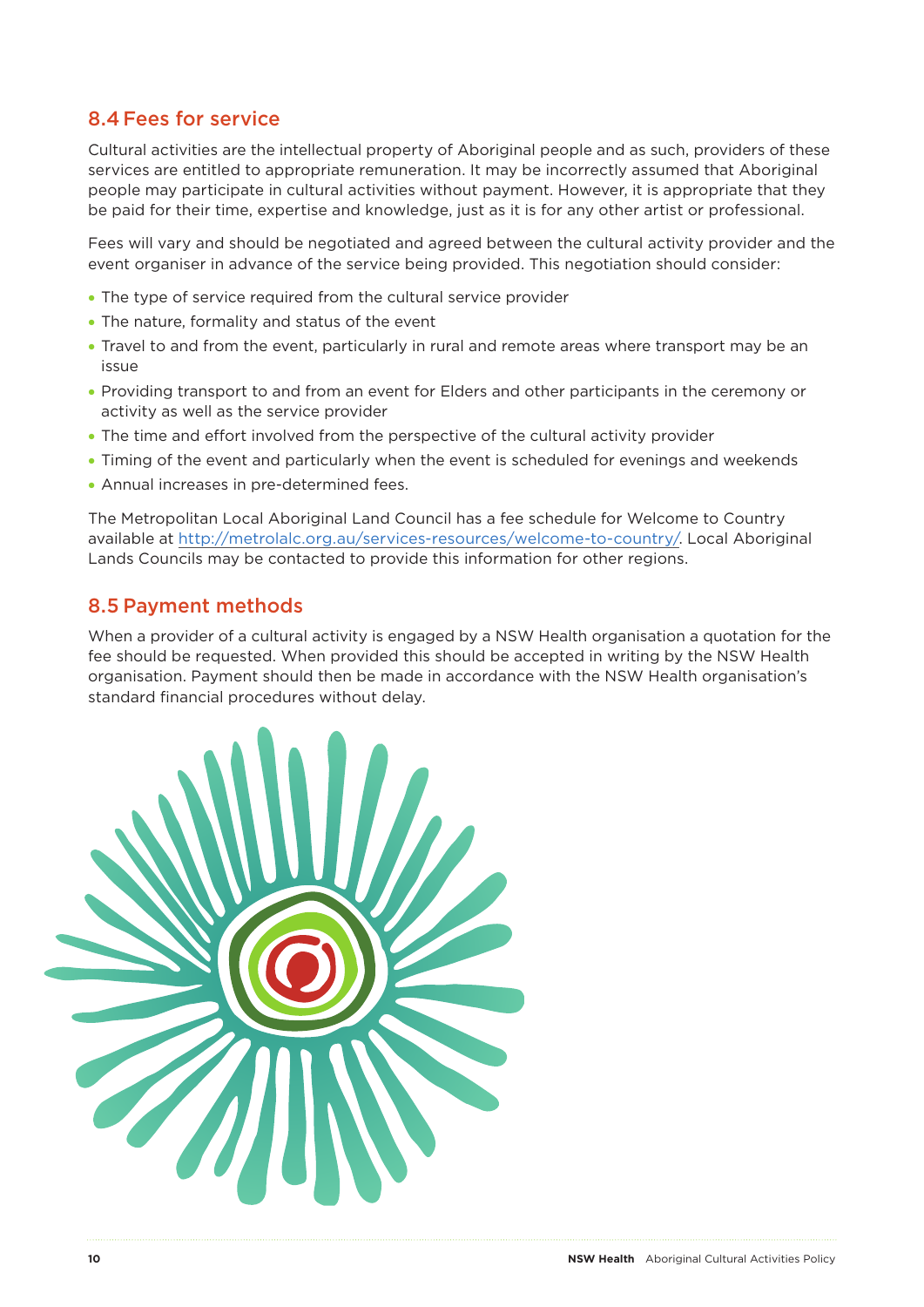## 8.4 Fees for service

Cultural activities are the intellectual property of Aboriginal people and as such, providers of these services are entitled to appropriate remuneration. It may be incorrectly assumed that Aboriginal people may participate in cultural activities without payment. However, it is appropriate that they be paid for their time, expertise and knowledge, just as it is for any other artist or professional.

Fees will vary and should be negotiated and agreed between the cultural activity provider and the event organiser in advance of the service being provided. This negotiation should consider:

- The type of service required from the cultural service provider
- The nature, formality and status of the event
- Travel to and from the event, particularly in rural and remote areas where transport may be an issue
- Providing transport to and from an event for Elders and other participants in the ceremony or activity as well as the service provider
- The time and effort involved from the perspective of the cultural activity provider
- Timing of the event and particularly when the event is scheduled for evenings and weekends
- Annual increases in pre-determined fees.

The Metropolitan Local Aboriginal Land Council has a fee schedule for Welcome to Country available at [http://metrolalc.org.au/services-resources/welcome-to-country/](http://metrolalc.org.au/services-resources/welcome-to-country/). Local Aboriginal Lands Councils may be contacted to provide this information for other regions.

## 8.5 Payment methods

When a provider of a cultural activity is engaged by a NSW Health organisation a quotation for the fee should be requested. When provided this should be accepted in writing by the NSW Health organisation. Payment should then be made in accordance with the NSW Health organisation's standard financial procedures without delay.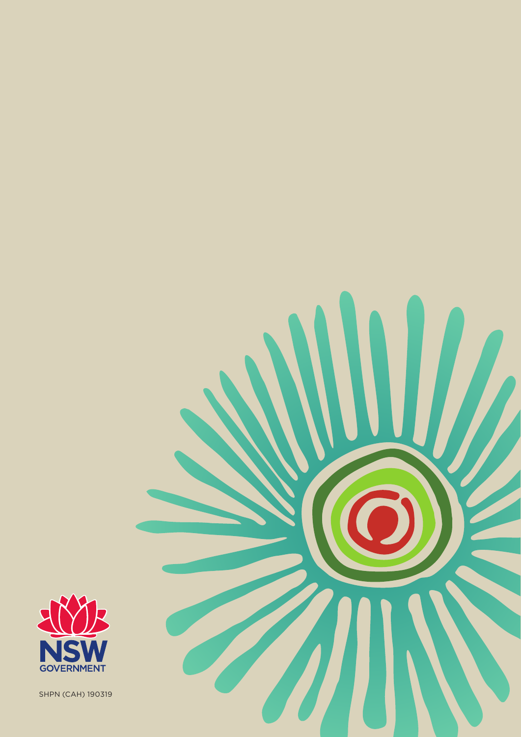NSW GOVERNMENT

SHPN (CAH) 190319